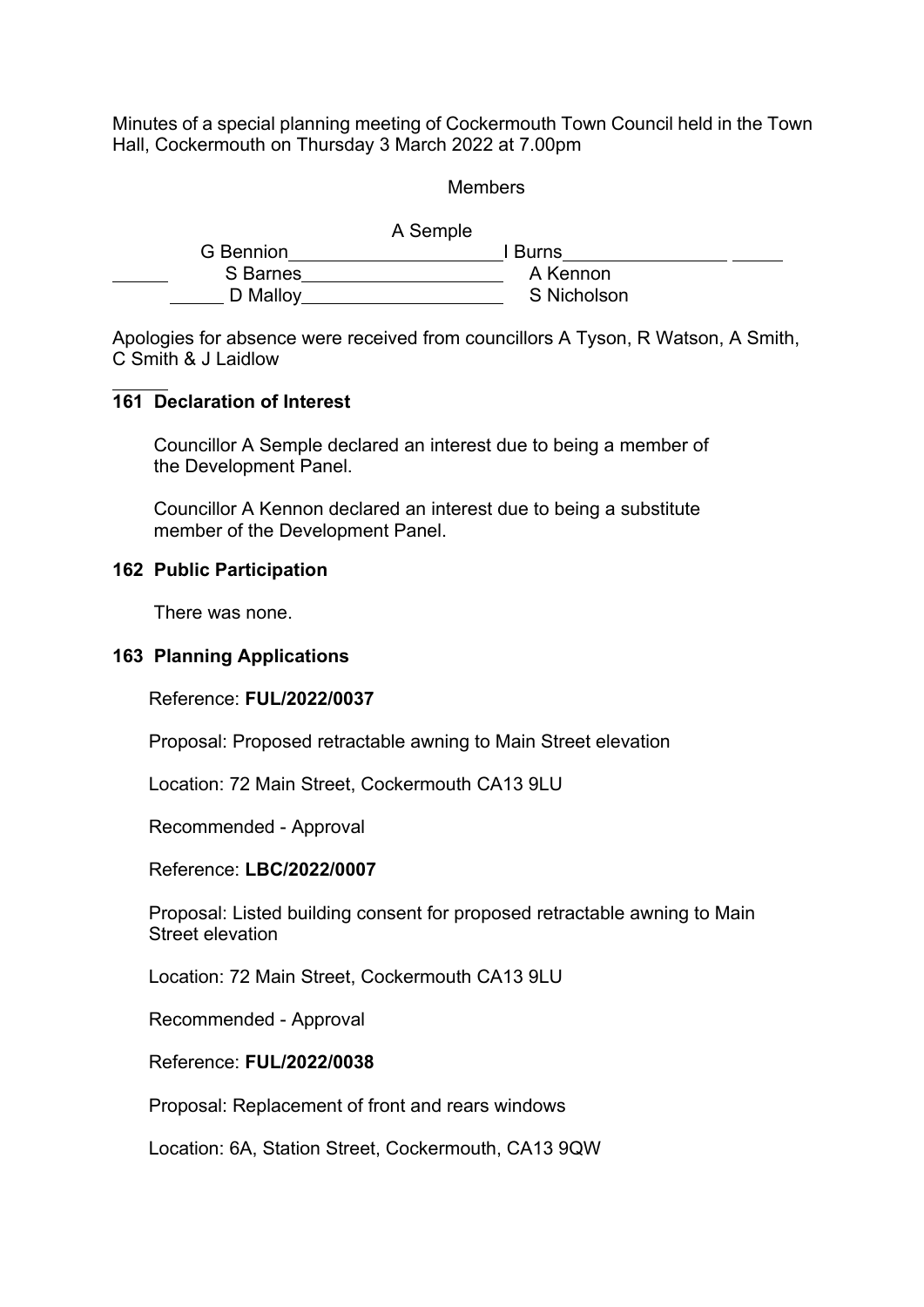Minutes of a special planning meeting of Cockermouth Town Council held in the Town Hall, Cockermouth on Thursday 3 March 2022 at 7.00pm

Members

A Semple

| | |
|---|---|
| G Bennion | I Burns |
| S Barnes | A Kennon |
| D Malloy | S Nicholson |

Apologies for absence were received from councillors A Tyson, R Watson, A Smith, C Smith & J Laidlow

## 161 Declaration of Interest

Councillor A Semple declared an interest due to being a member of the Development Panel.

Councillor A Kennon declared an interest due to being a substitute member of the Development Panel.

## 162 Public Participation

There was none.

## 163 Planning Applications

Reference: **FUL/2022/0037**

Proposal: Proposed retractable awning to Main Street elevation

Location: 72 Main Street, Cockermouth CA13 9LU

Recommended - Approval

Reference: **LBC/2022/0007**

Proposal: Listed building consent for proposed retractable awning to Main Street elevation

Location: 72 Main Street, Cockermouth CA13 9LU

Recommended - Approval

Reference: **FUL/2022/0038**

Proposal: Replacement of front and rears windows

Location: 6A, Station Street, Cockermouth, CA13 9QW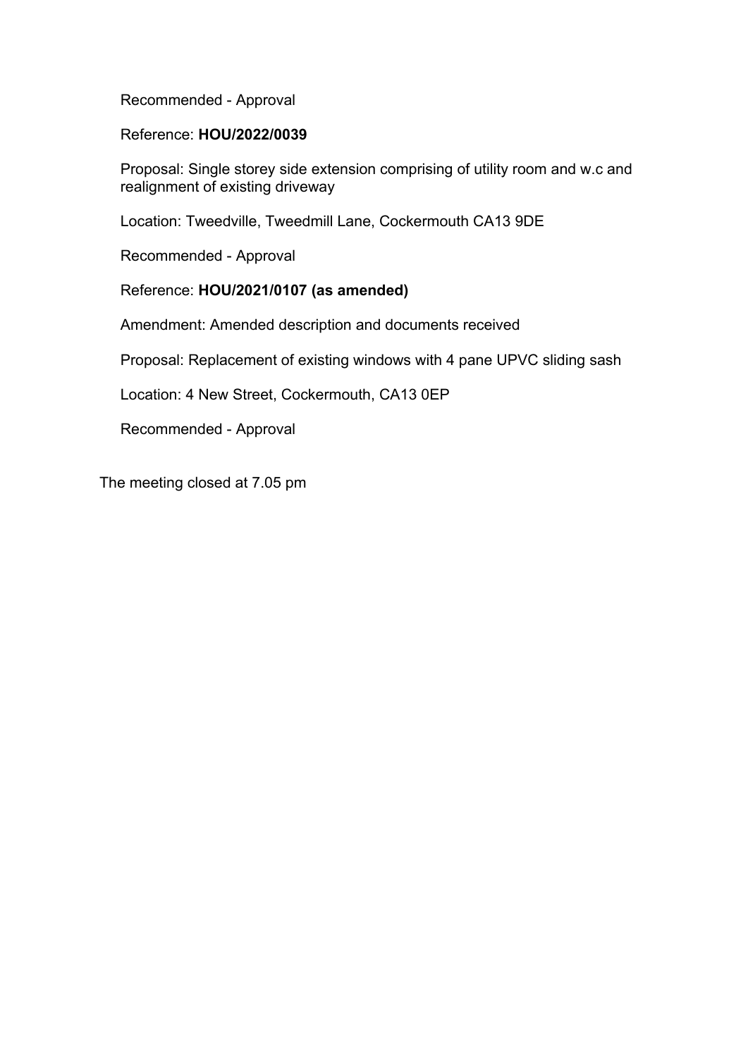Recommended - Approval

Reference: **HOU/2022/0039**

Proposal: Single storey side extension comprising of utility room and w.c and realignment of existing driveway

Location: Tweedville, Tweedmill Lane, Cockermouth CA13 9DE

Recommended - Approval

Reference: **HOU/2021/0107 (as amended)**

Amendment: Amended description and documents received

Proposal: Replacement of existing windows with 4 pane UPVC sliding sash

Location: 4 New Street, Cockermouth, CA13 0EP

Recommended - Approval

The meeting closed at 7.05 pm